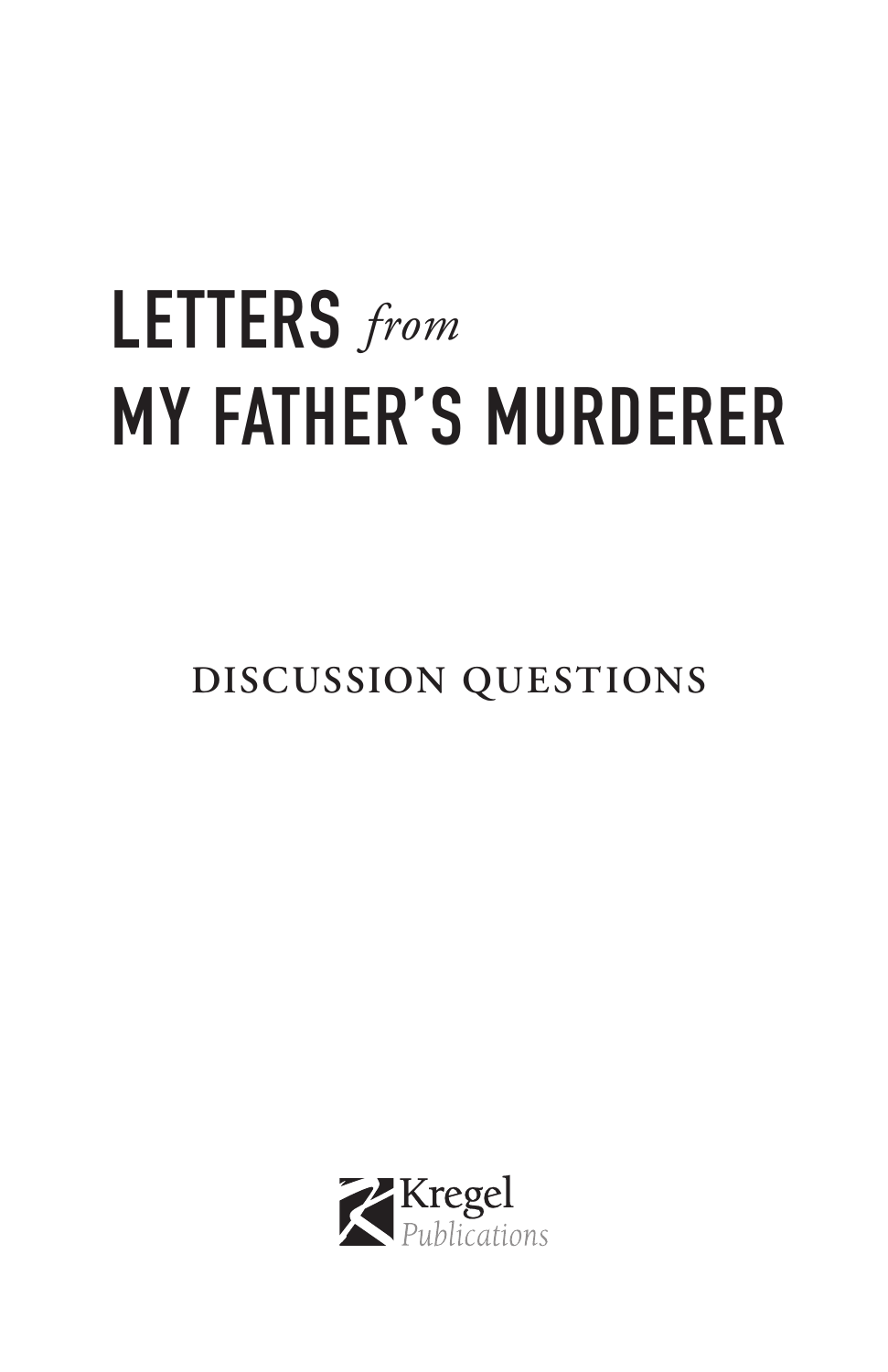# LETTERS *from* MY FATHER'S MURDERER

## DISCUSSION QUESTIONS

Kregel
*Publications*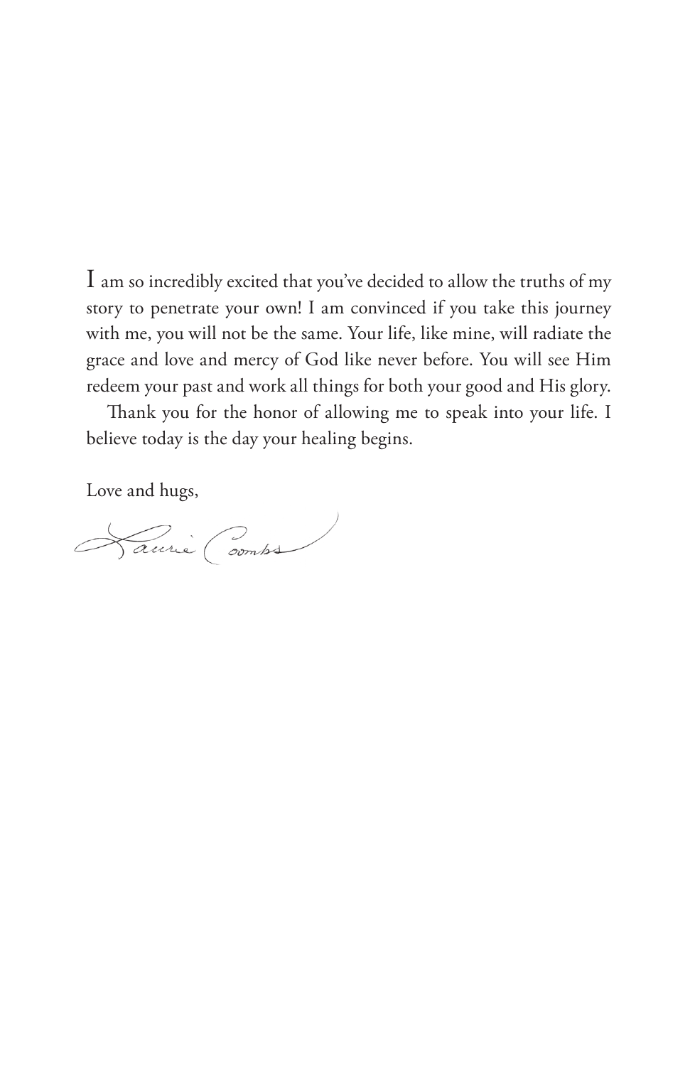I am so incredibly excited that you've decided to allow the truths of my story to penetrate your own! I am convinced if you take this journey with me, you will not be the same. Your life, like mine, will radiate the grace and love and mercy of God like never before. You will see Him redeem your past and work all things for both your good and His glory.

Thank you for the honor of allowing me to speak into your life. I believe today is the day your healing begins.

Love and hugs,

Laurie Coombs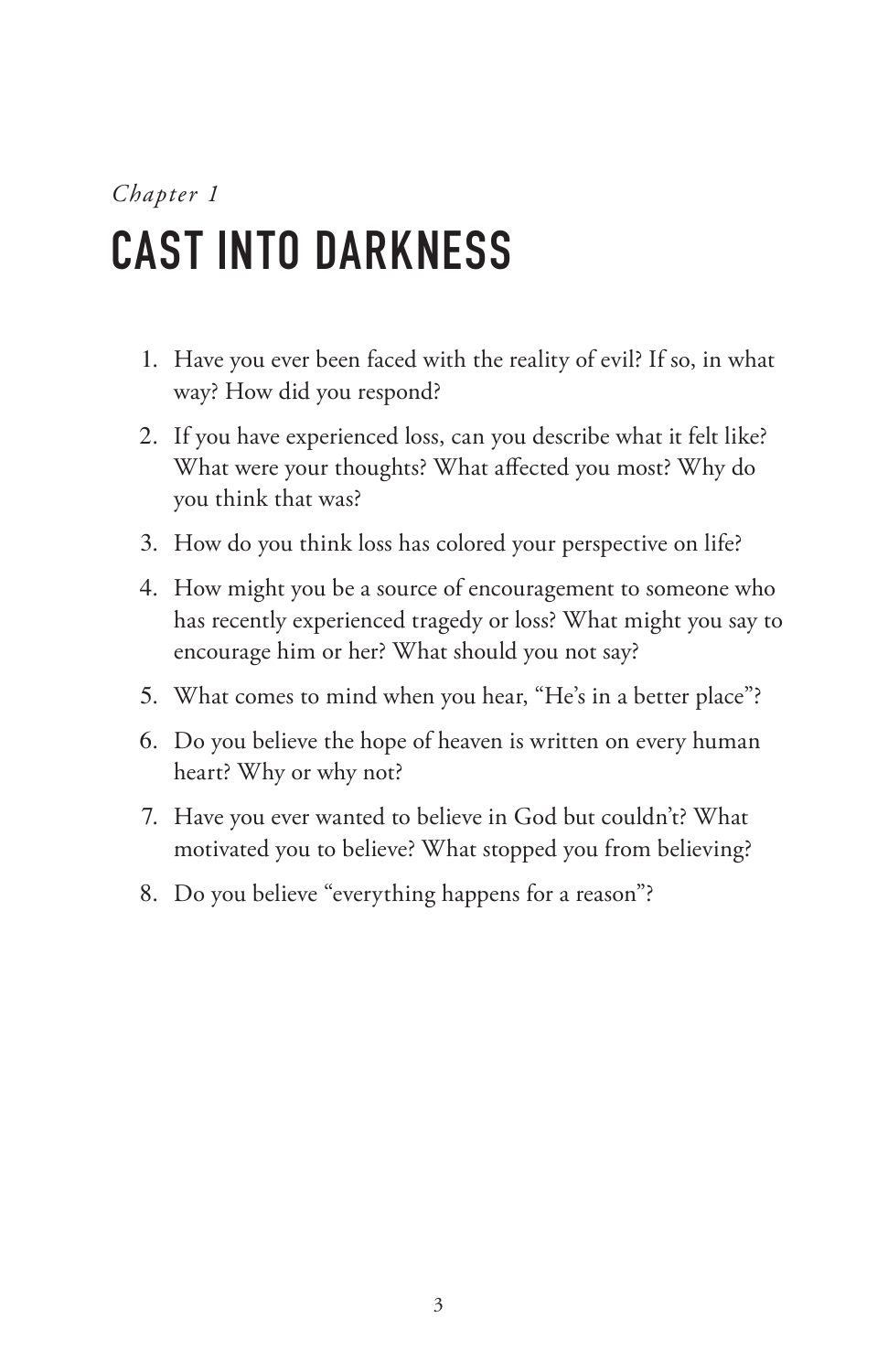*Chapter 1*

# CAST INTO DARKNESS

1. Have you ever been faced with the reality of evil? If so, in what way? How did you respond?
2. If you have experienced loss, can you describe what it felt like? What were your thoughts? What affected you most? Why do you think that was?
3. How do you think loss has colored your perspective on life?
4. How might you be a source of encouragement to someone who has recently experienced tragedy or loss? What might you say to encourage him or her? What should you not say?
5. What comes to mind when you hear, "He's in a better place"?
6. Do you believe the hope of heaven is written on every human heart? Why or why not?
7. Have you ever wanted to believe in God but couldn't? What motivated you to believe? What stopped you from believing?
8. Do you believe "everything happens for a reason"?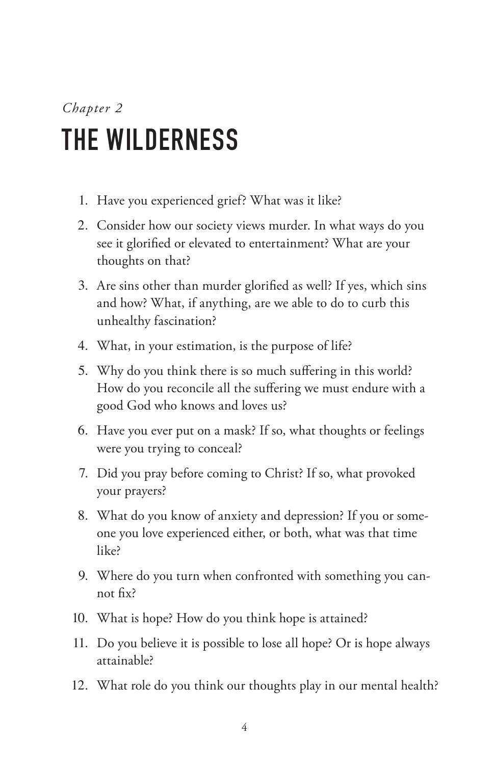*Chapter 2*

# THE WILDERNESS

1. Have you experienced grief? What was it like?
2. Consider how our society views murder. In what ways do you see it glorified or elevated to entertainment? What are your thoughts on that?
3. Are sins other than murder glorified as well? If yes, which sins and how? What, if anything, are we able to do to curb this unhealthy fascination?
4. What, in your estimation, is the purpose of life?
5. Why do you think there is so much suffering in this world? How do you reconcile all the suffering we must endure with a good God who knows and loves us?
6. Have you ever put on a mask? If so, what thoughts or feelings were you trying to conceal?
7. Did you pray before coming to Christ? If so, what provoked your prayers?
8. What do you know of anxiety and depression? If you or someone you love experienced either, or both, what was that time like?
9. Where do you turn when confronted with something you cannot fix?
10. What is hope? How do you think hope is attained?
11. Do you believe it is possible to lose all hope? Or is hope always attainable?
12. What role do you think our thoughts play in our mental health?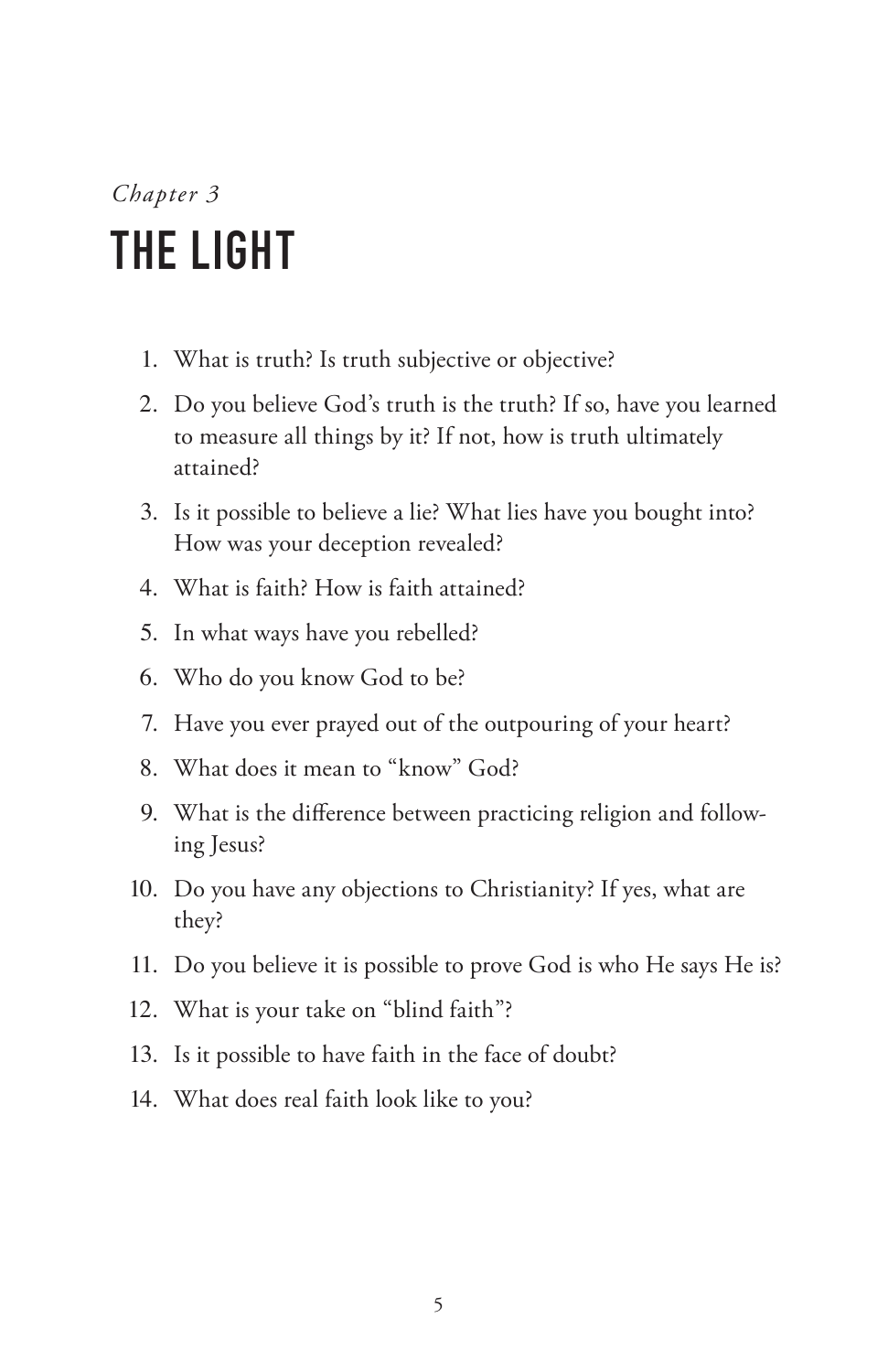*Chapter 3*

# THE LIGHT

1. What is truth? Is truth subjective or objective?
2. Do you believe God's truth is the truth? If so, have you learned to measure all things by it? If not, how is truth ultimately attained?
3. Is it possible to believe a lie? What lies have you bought into? How was your deception revealed?
4. What is faith? How is faith attained?
5. In what ways have you rebelled?
6. Who do you know God to be?
7. Have you ever prayed out of the outpouring of your heart?
8. What does it mean to "know" God?
9. What is the difference between practicing religion and following Jesus?
10. Do you have any objections to Christianity? If yes, what are they?
11. Do you believe it is possible to prove God is who He says He is?
12. What is your take on "blind faith"?
13. Is it possible to have faith in the face of doubt?
14. What does real faith look like to you?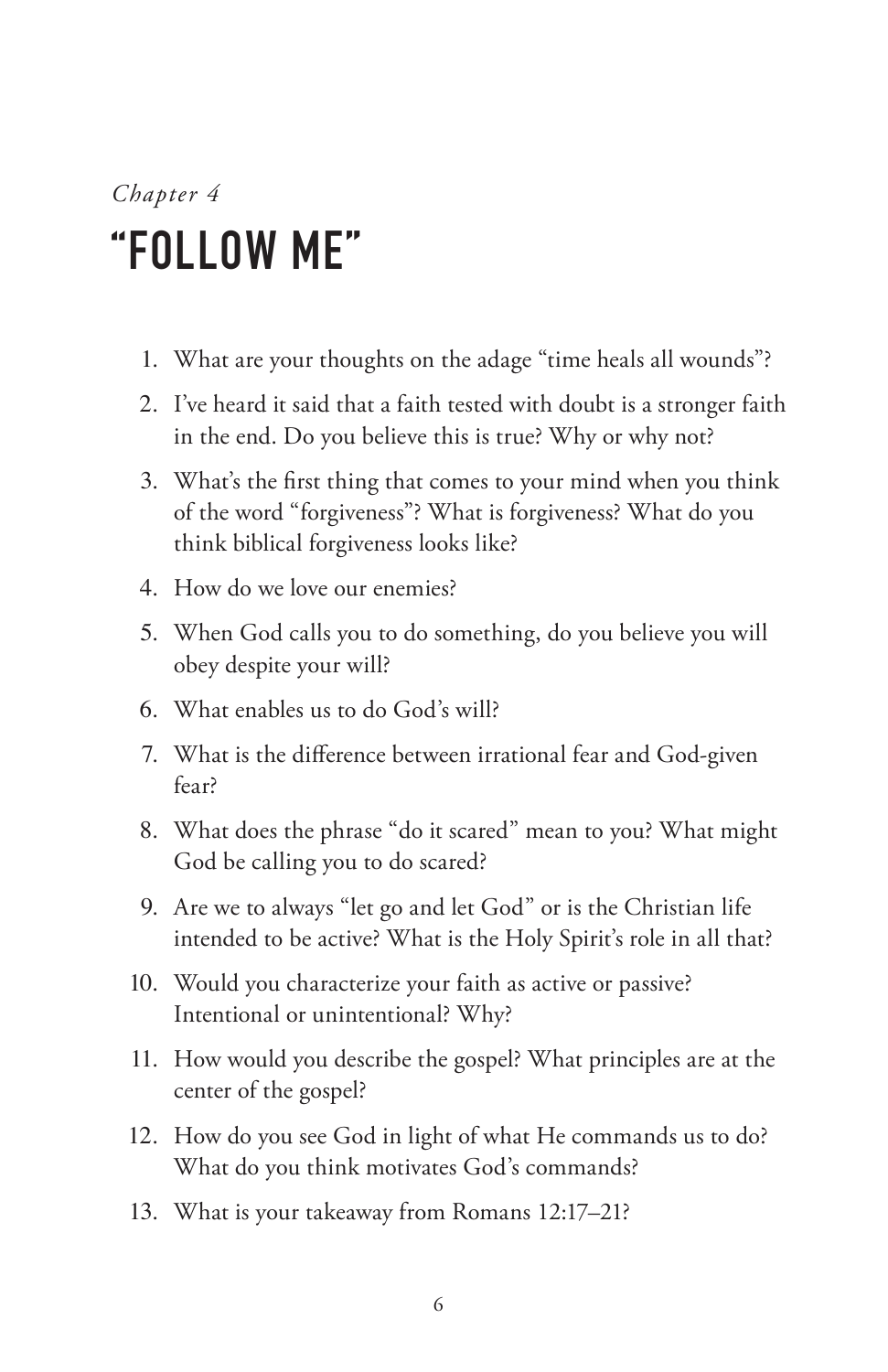*Chapter 4*

# "FOLLOW ME"

1. What are your thoughts on the adage "time heals all wounds"?
2. I've heard it said that a faith tested with doubt is a stronger faith in the end. Do you believe this is true? Why or why not?
3. What's the first thing that comes to your mind when you think of the word "forgiveness"? What is forgiveness? What do you think biblical forgiveness looks like?
4. How do we love our enemies?
5. When God calls you to do something, do you believe you will obey despite your will?
6. What enables us to do God's will?
7. What is the difference between irrational fear and God-given fear?
8. What does the phrase "do it scared" mean to you? What might God be calling you to do scared?
9. Are we to always "let go and let God" or is the Christian life intended to be active? What is the Holy Spirit's role in all that?
10. Would you characterize your faith as active or passive? Intentional or unintentional? Why?
11. How would you describe the gospel? What principles are at the center of the gospel?
12. How do you see God in light of what He commands us to do? What do you think motivates God's commands?
13. What is your takeaway from Romans 12:17–21?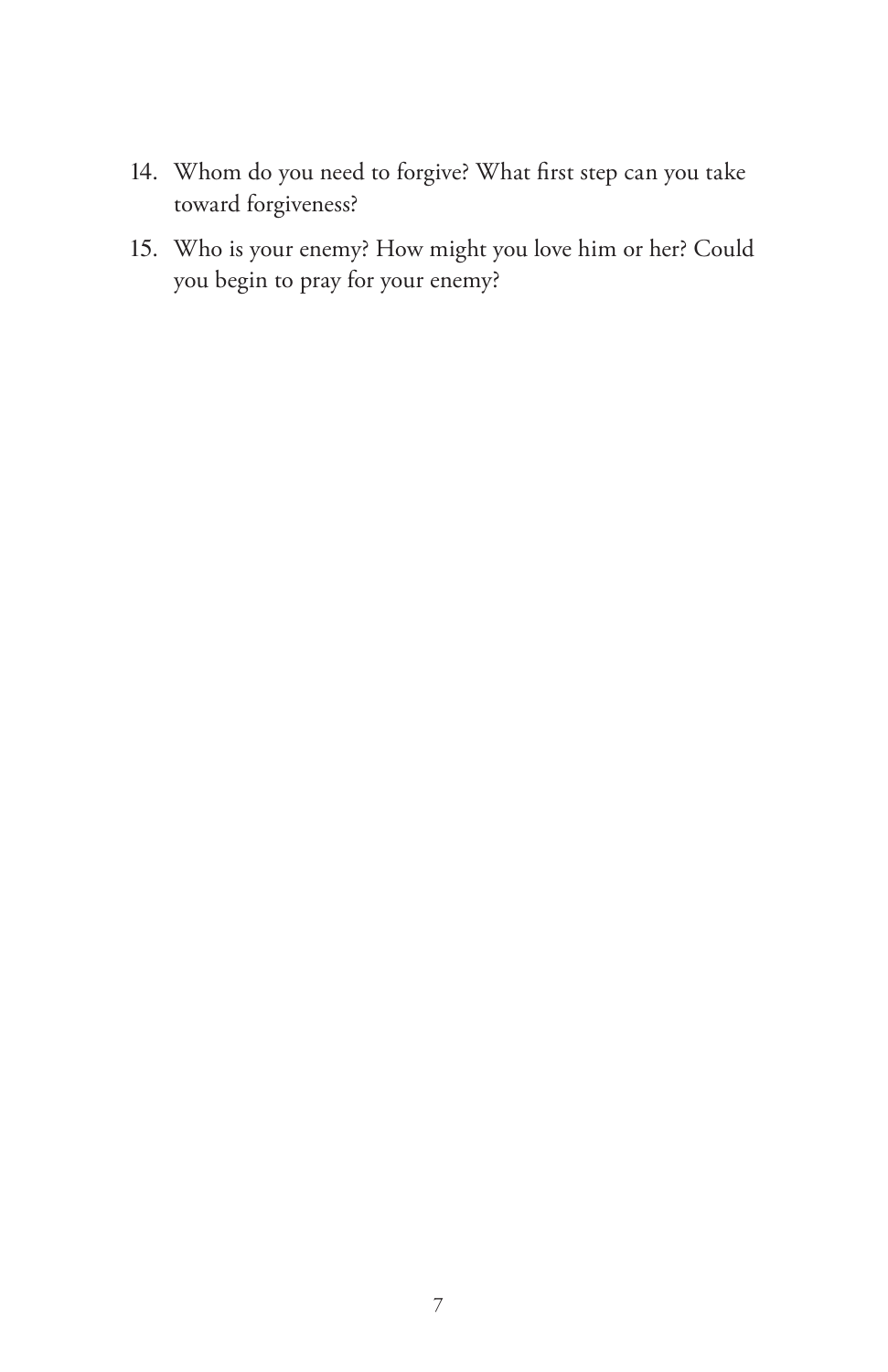14. Whom do you need to forgive? What first step can you take toward forgiveness?
15. Who is your enemy? How might you love him or her? Could you begin to pray for your enemy?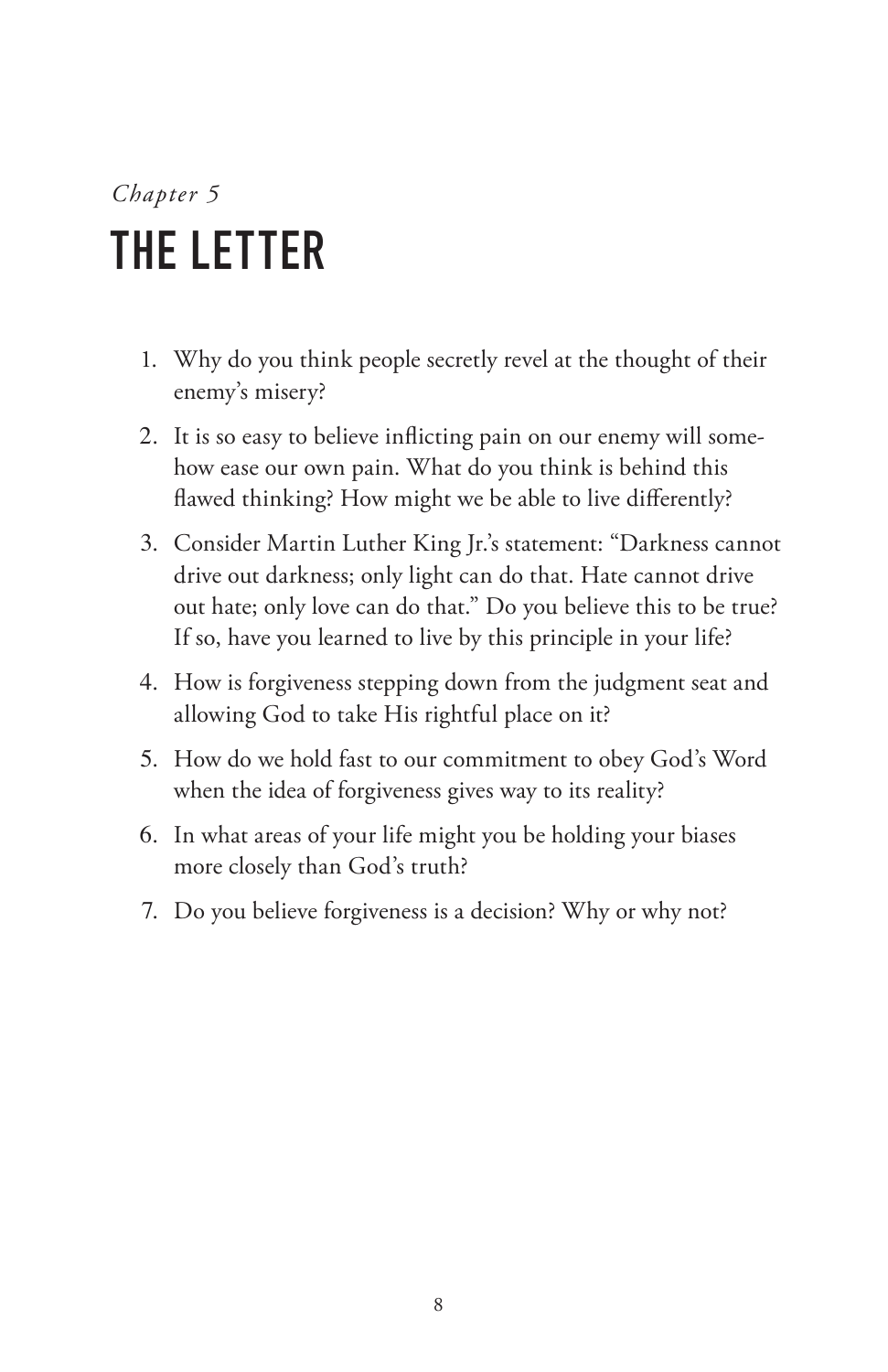*Chapter 5*

# THE LETTER

1. Why do you think people secretly revel at the thought of their enemy's misery?
2. It is so easy to believe inflicting pain on our enemy will somehow ease our own pain. What do you think is behind this flawed thinking? How might we be able to live differently?
3. Consider Martin Luther King Jr.'s statement: "Darkness cannot drive out darkness; only light can do that. Hate cannot drive out hate; only love can do that." Do you believe this to be true? If so, have you learned to live by this principle in your life?
4. How is forgiveness stepping down from the judgment seat and allowing God to take His rightful place on it?
5. How do we hold fast to our commitment to obey God's Word when the idea of forgiveness gives way to its reality?
6. In what areas of your life might you be holding your biases more closely than God's truth?
7. Do you believe forgiveness is a decision? Why or why not?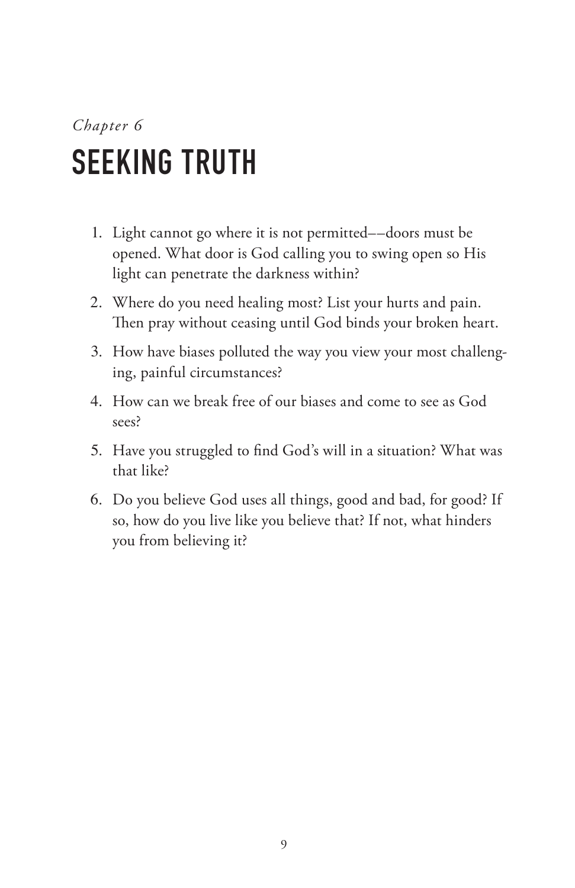*Chapter 6*

# SEEKING TRUTH

1. Light cannot go where it is not permitted––doors must be opened. What door is God calling you to swing open so His light can penetrate the darkness within?
2. Where do you need healing most? List your hurts and pain. Then pray without ceasing until God binds your broken heart.
3. How have biases polluted the way you view your most challenging, painful circumstances?
4. How can we break free of our biases and come to see as God sees?
5. Have you struggled to find God's will in a situation? What was that like?
6. Do you believe God uses all things, good and bad, for good? If so, how do you live like you believe that? If not, what hinders you from believing it?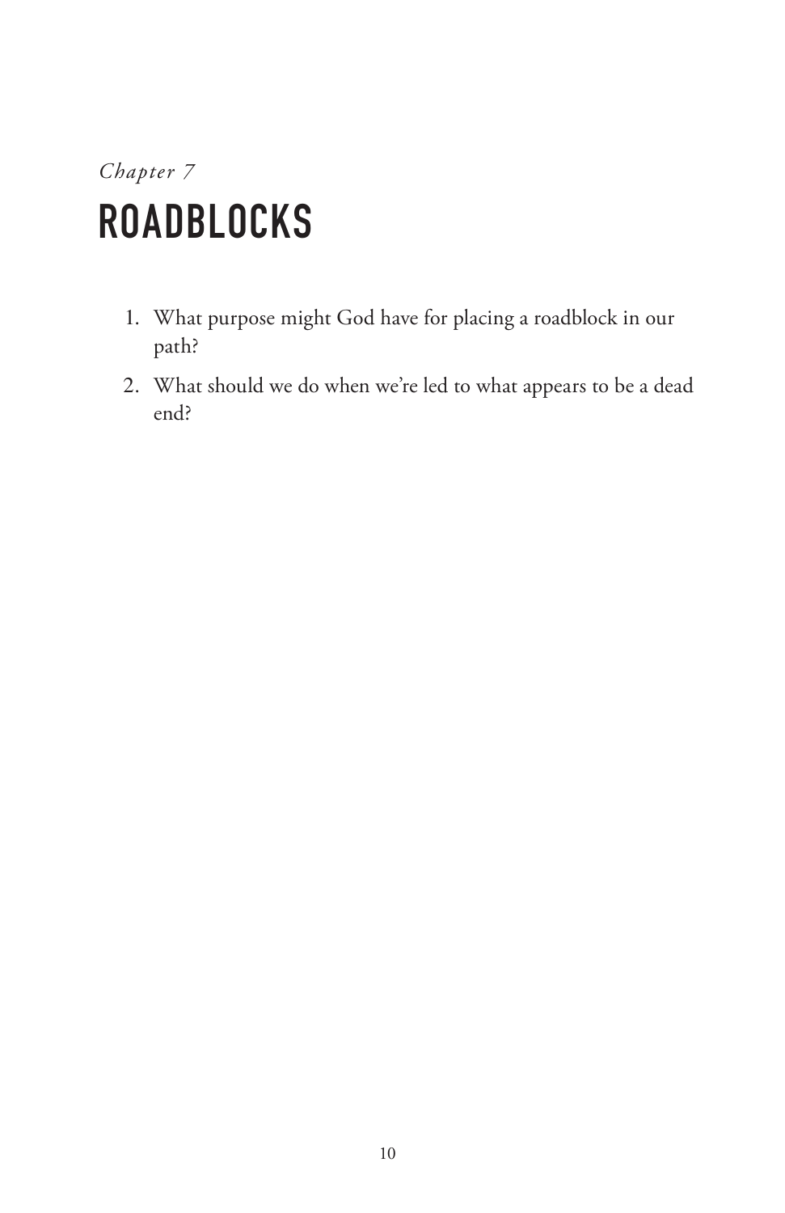*Chapter 7*

# ROADBLOCKS

1. What purpose might God have for placing a roadblock in our path?
2. What should we do when we're led to what appears to be a dead end?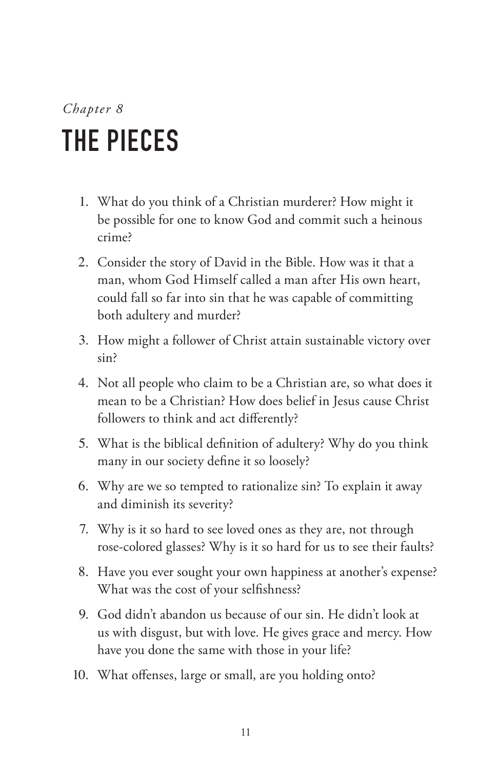*Chapter 8*

# THE PIECES

1. What do you think of a Christian murderer? How might it be possible for one to know God and commit such a heinous crime?
2. Consider the story of David in the Bible. How was it that a man, whom God Himself called a man after His own heart, could fall so far into sin that he was capable of committing both adultery and murder?
3. How might a follower of Christ attain sustainable victory over sin?
4. Not all people who claim to be a Christian are, so what does it mean to be a Christian? How does belief in Jesus cause Christ followers to think and act differently?
5. What is the biblical definition of adultery? Why do you think many in our society define it so loosely?
6. Why are we so tempted to rationalize sin? To explain it away and diminish its severity?
7. Why is it so hard to see loved ones as they are, not through rose-colored glasses? Why is it so hard for us to see their faults?
8. Have you ever sought your own happiness at another's expense? What was the cost of your selfishness?
9. God didn't abandon us because of our sin. He didn't look at us with disgust, but with love. He gives grace and mercy. How have you done the same with those in your life?
10. What offenses, large or small, are you holding onto?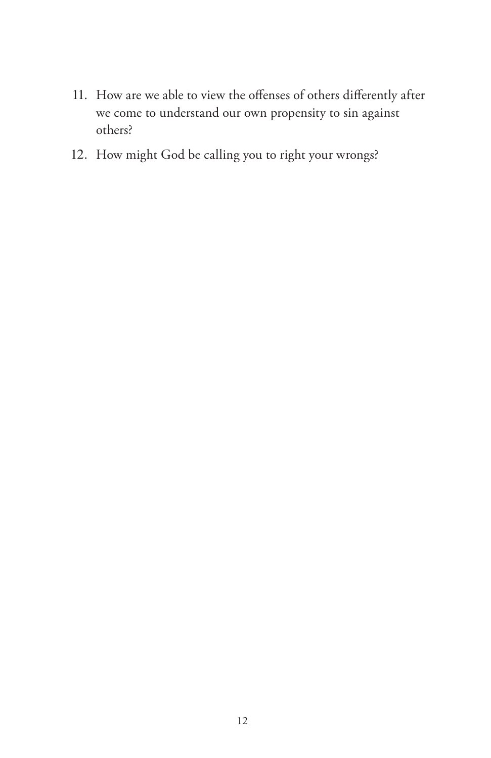11. How are we able to view the offenses of others differently after we come to understand our own propensity to sin against others?
12. How might God be calling you to right your wrongs?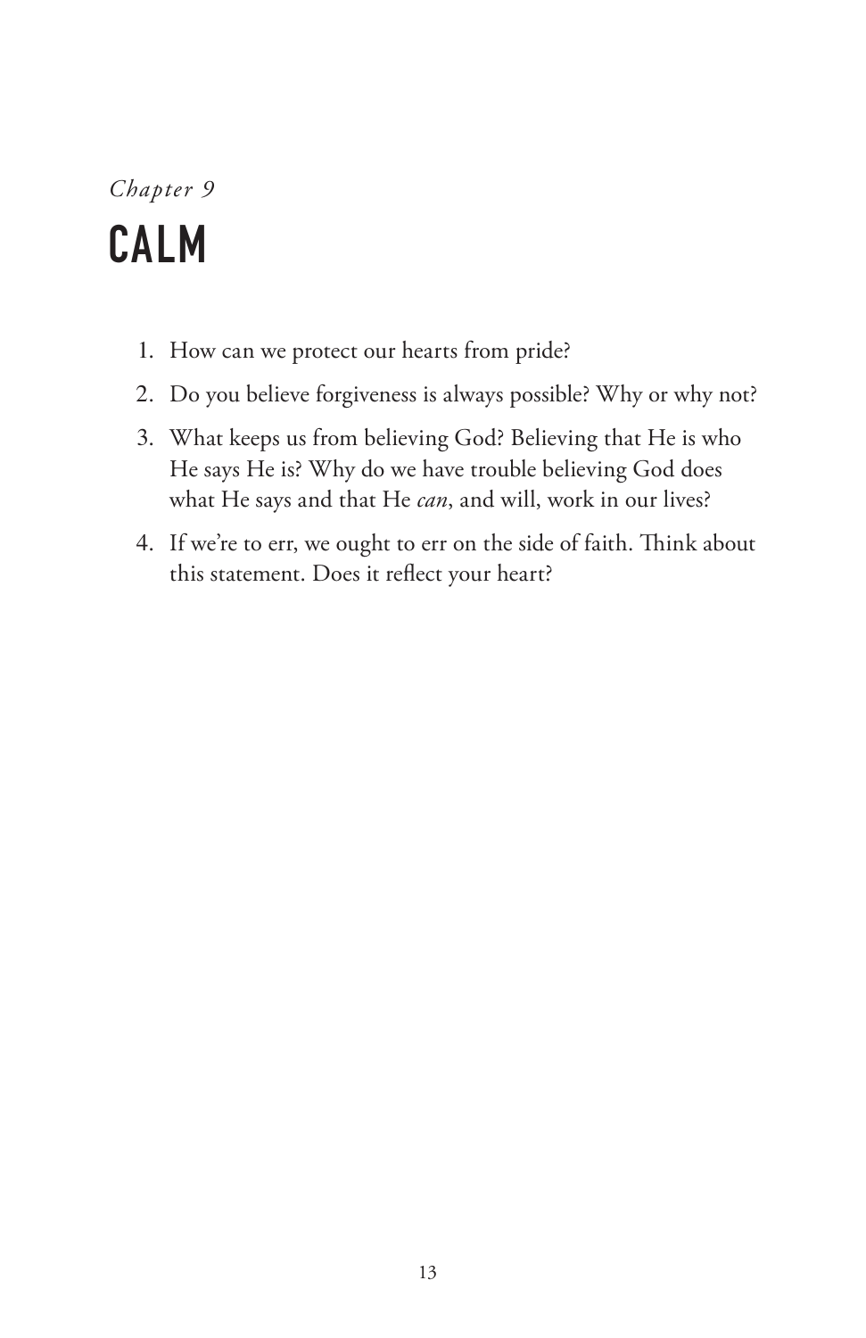*Chapter 9*

# CALM

1. How can we protect our hearts from pride?
2. Do you believe forgiveness is always possible? Why or why not?
3. What keeps us from believing God? Believing that He is who He says He is? Why do we have trouble believing God does what He says and that He *can*, and will, work in our lives?
4. If we're to err, we ought to err on the side of faith. Think about this statement. Does it reflect your heart?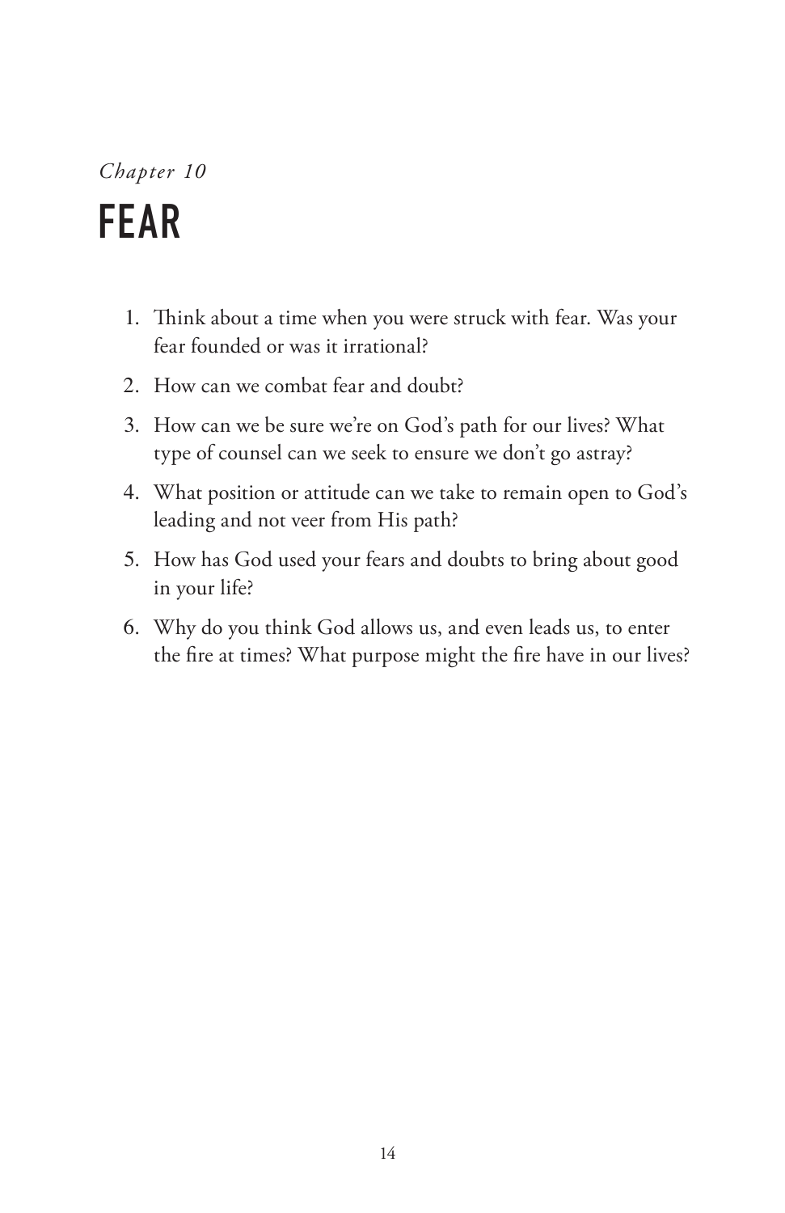*Chapter 10*

# FEAR

1. Think about a time when you were struck with fear. Was your fear founded or was it irrational?
2. How can we combat fear and doubt?
3. How can we be sure we're on God's path for our lives? What type of counsel can we seek to ensure we don't go astray?
4. What position or attitude can we take to remain open to God's leading and not veer from His path?
5. How has God used your fears and doubts to bring about good in your life?
6. Why do you think God allows us, and even leads us, to enter the fire at times? What purpose might the fire have in our lives?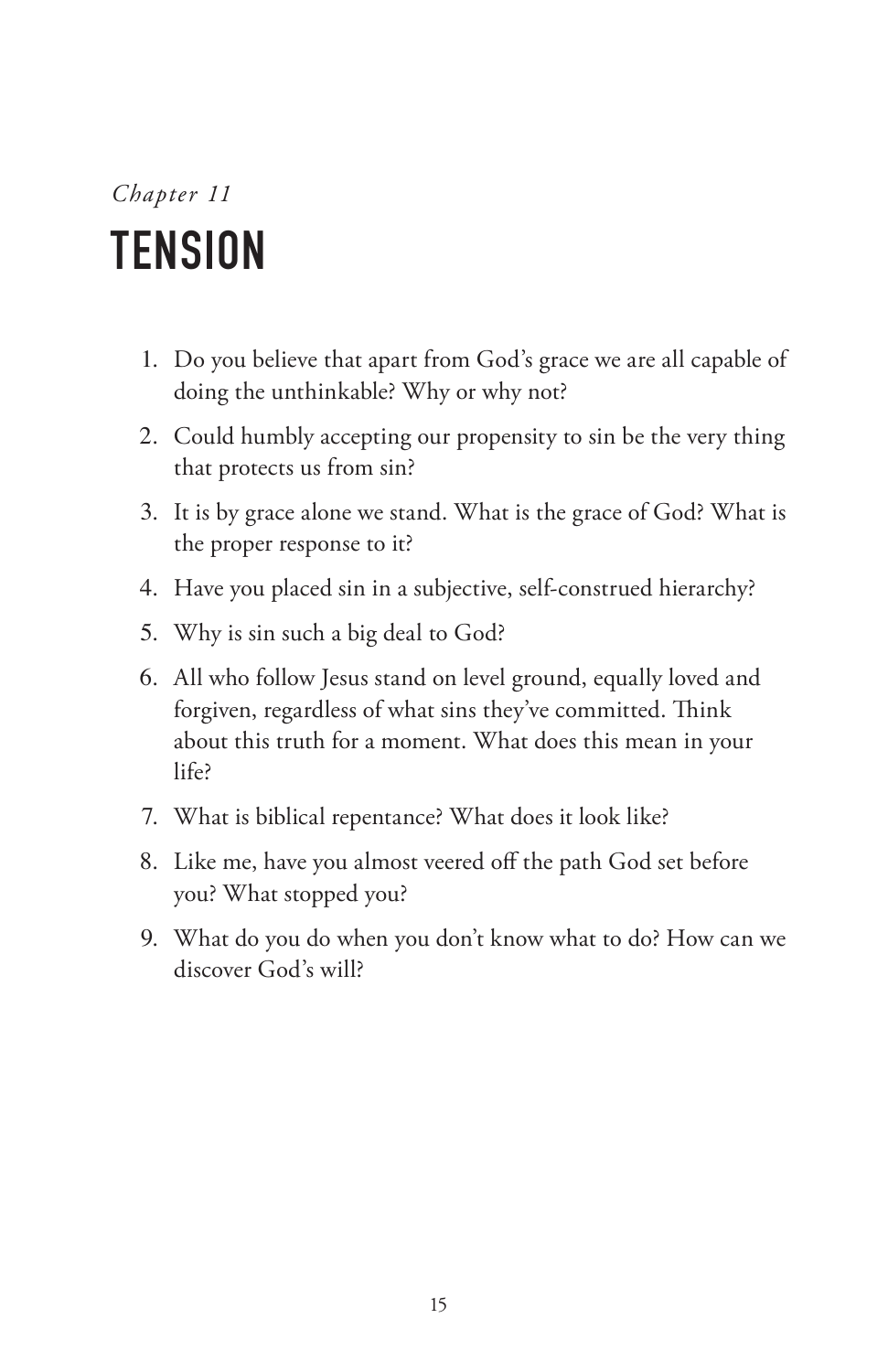*Chapter 11*

# TENSION

1. Do you believe that apart from God's grace we are all capable of doing the unthinkable? Why or why not?
2. Could humbly accepting our propensity to sin be the very thing that protects us from sin?
3. It is by grace alone we stand. What is the grace of God? What is the proper response to it?
4. Have you placed sin in a subjective, self-construed hierarchy?
5. Why is sin such a big deal to God?
6. All who follow Jesus stand on level ground, equally loved and forgiven, regardless of what sins they've committed. Think about this truth for a moment. What does this mean in your life?
7. What is biblical repentance? What does it look like?
8. Like me, have you almost veered off the path God set before you? What stopped you?
9. What do you do when you don't know what to do? How can we discover God's will?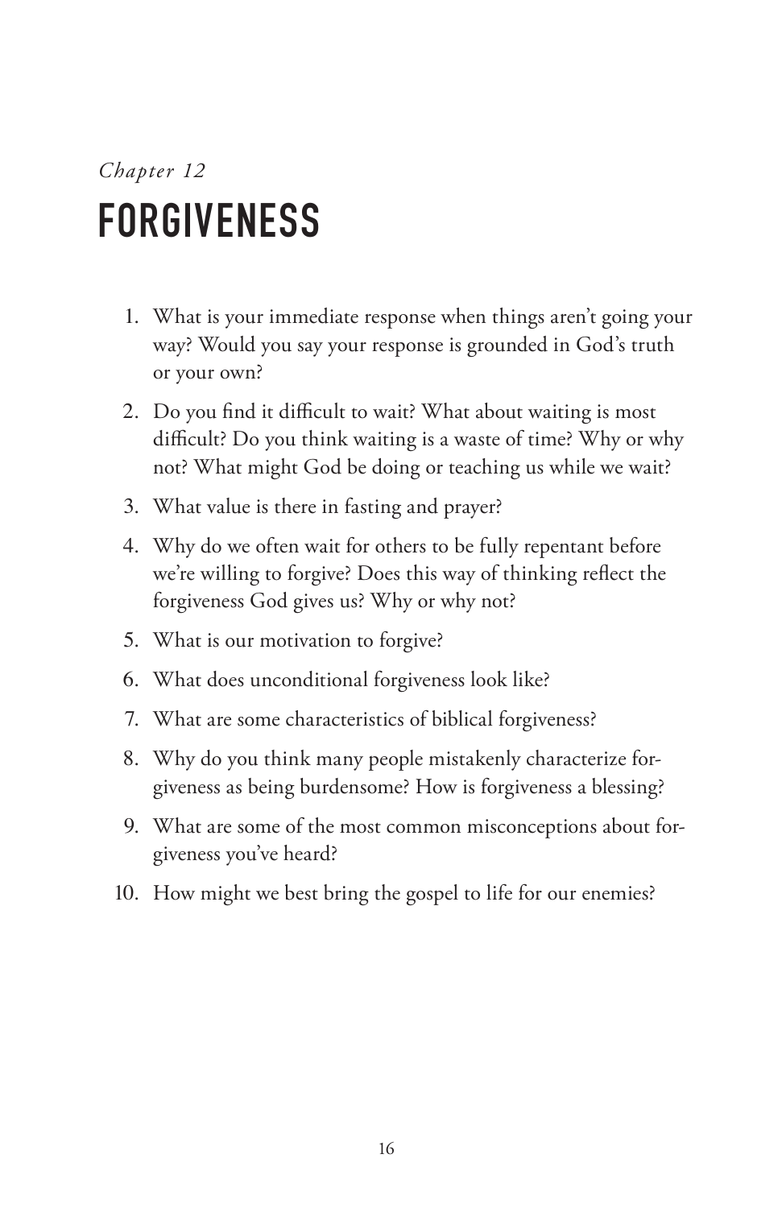*Chapter 12*

# FORGIVENESS

1. What is your immediate response when things aren't going your way? Would you say your response is grounded in God's truth or your own?
2. Do you find it difficult to wait? What about waiting is most difficult? Do you think waiting is a waste of time? Why or why not? What might God be doing or teaching us while we wait?
3. What value is there in fasting and prayer?
4. Why do we often wait for others to be fully repentant before we're willing to forgive? Does this way of thinking reflect the forgiveness God gives us? Why or why not?
5. What is our motivation to forgive?
6. What does unconditional forgiveness look like?
7. What are some characteristics of biblical forgiveness?
8. Why do you think many people mistakenly characterize forgiveness as being burdensome? How is forgiveness a blessing?
9. What are some of the most common misconceptions about forgiveness you've heard?
10. How might we best bring the gospel to life for our enemies?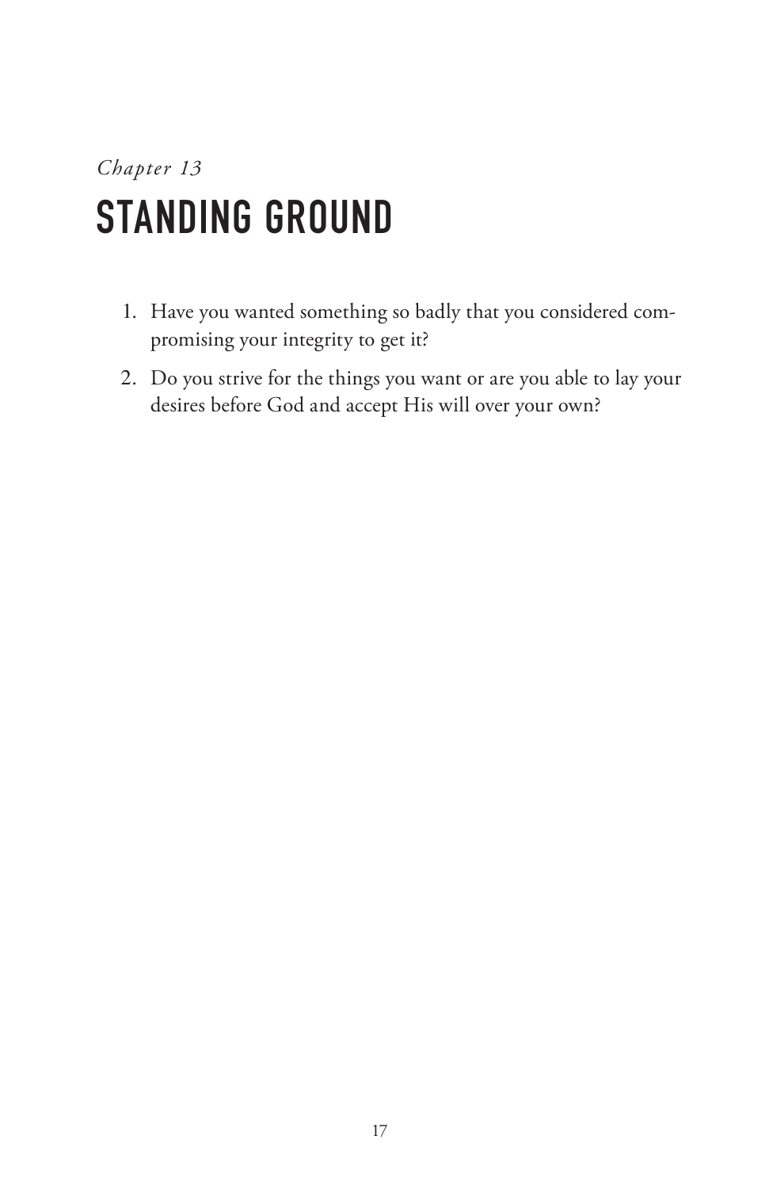*Chapter 13*

# STANDING GROUND

1. Have you wanted something so badly that you considered compromising your integrity to get it?
2. Do you strive for the things you want or are you able to lay your desires before God and accept His will over your own?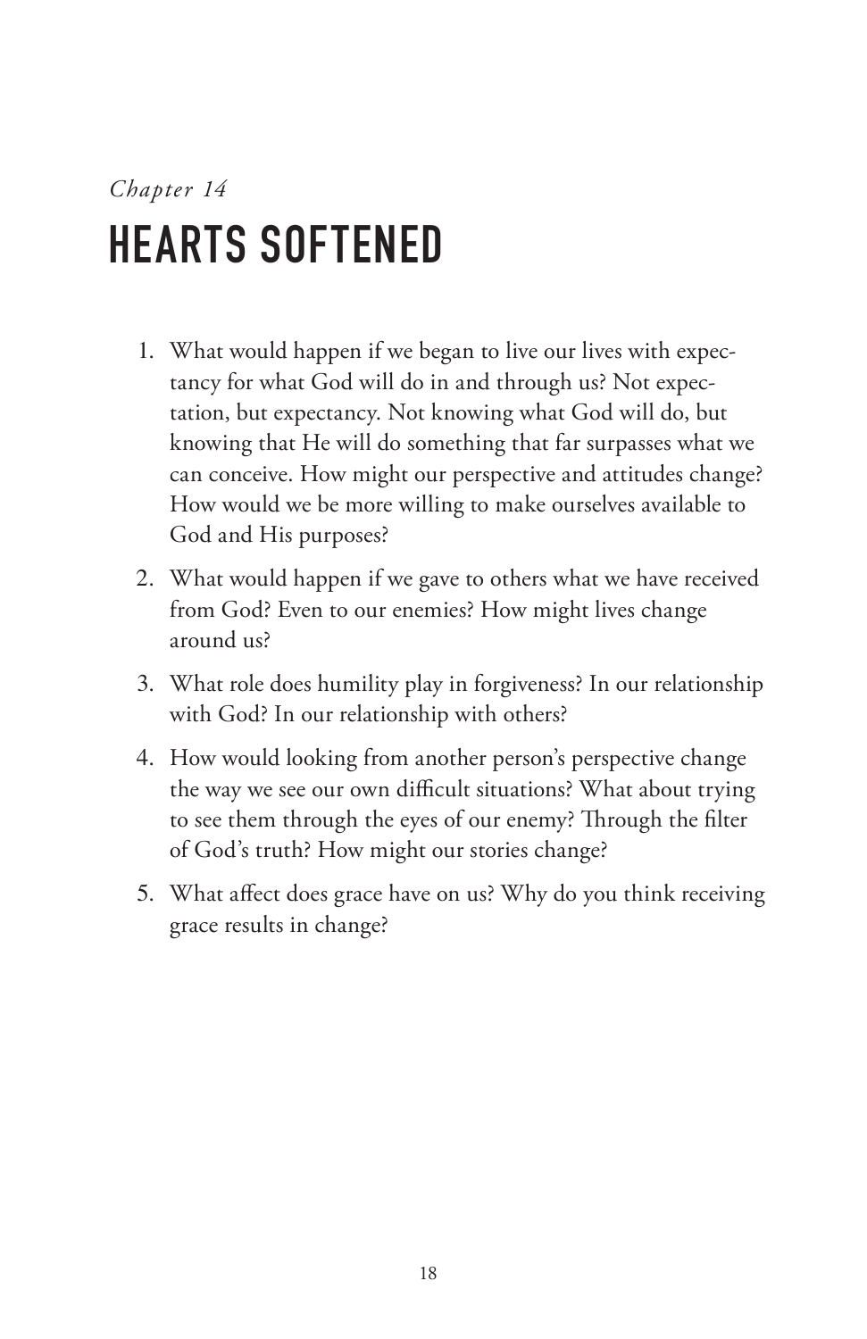*Chapter 14*

# HEARTS SOFTENED

1. What would happen if we began to live our lives with expectancy for what God will do in and through us? Not expectation, but expectancy. Not knowing what God will do, but knowing that He will do something that far surpasses what we can conceive. How might our perspective and attitudes change? How would we be more willing to make ourselves available to God and His purposes?
2. What would happen if we gave to others what we have received from God? Even to our enemies? How might lives change around us?
3. What role does humility play in forgiveness? In our relationship with God? In our relationship with others?
4. How would looking from another person's perspective change the way we see our own difficult situations? What about trying to see them through the eyes of our enemy? Through the filter of God's truth? How might our stories change?
5. What affect does grace have on us? Why do you think receiving grace results in change?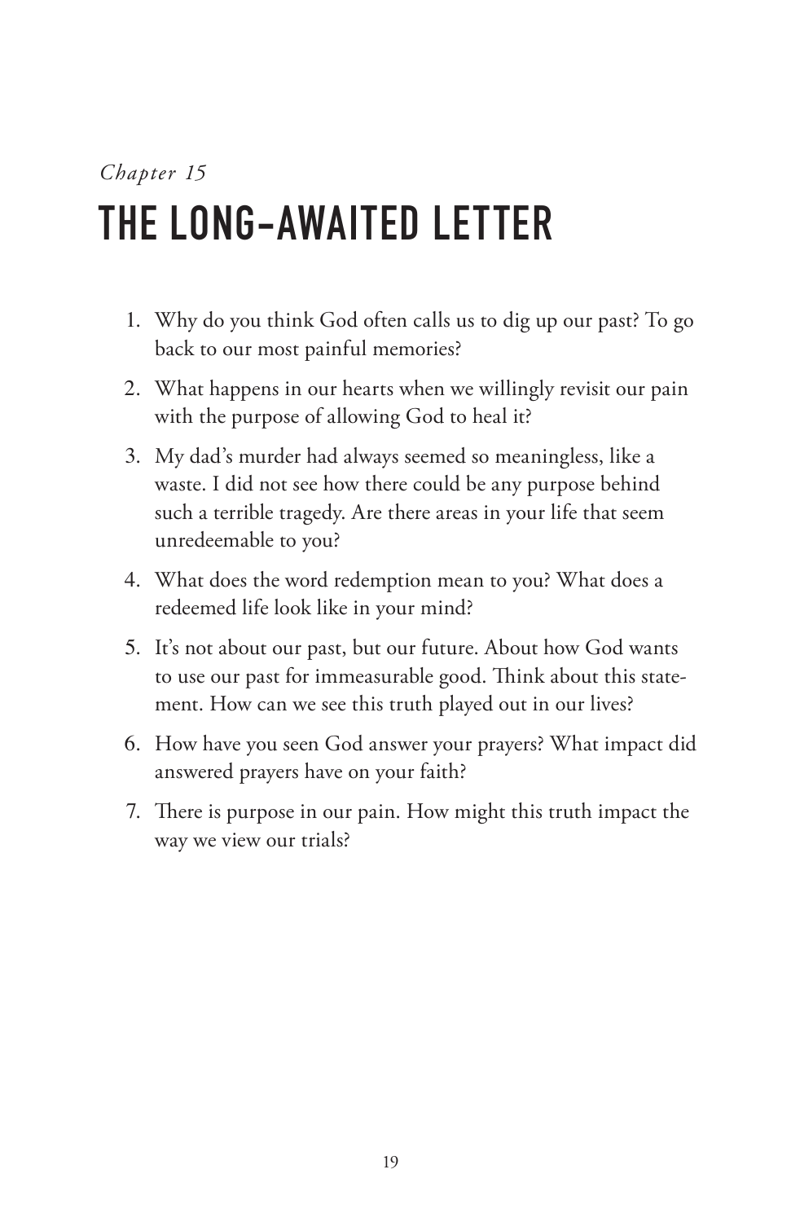*Chapter 15*

# THE LONG-AWAITED LETTER

1. Why do you think God often calls us to dig up our past? To go back to our most painful memories?
2. What happens in our hearts when we willingly revisit our pain with the purpose of allowing God to heal it?
3. My dad's murder had always seemed so meaningless, like a waste. I did not see how there could be any purpose behind such a terrible tragedy. Are there areas in your life that seem unredeemable to you?
4. What does the word redemption mean to you? What does a redeemed life look like in your mind?
5. It's not about our past, but our future. About how God wants to use our past for immeasurable good. Think about this statement. How can we see this truth played out in our lives?
6. How have you seen God answer your prayers? What impact did answered prayers have on your faith?
7. There is purpose in our pain. How might this truth impact the way we view our trials?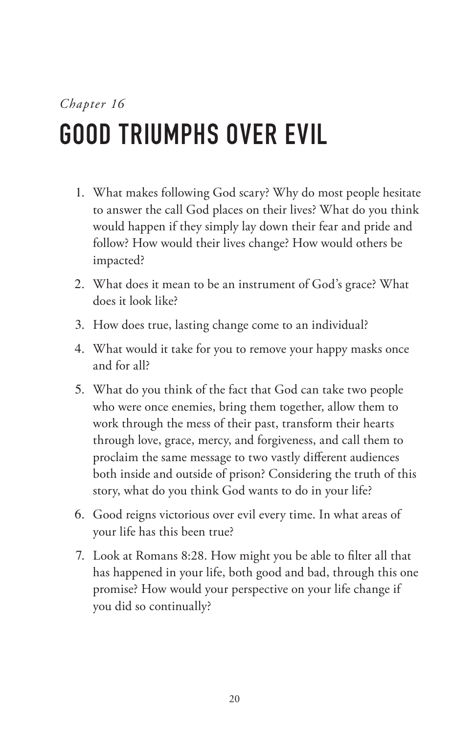*Chapter 16*

# GOOD TRIUMPHS OVER EVIL

1. What makes following God scary? Why do most people hesitate to answer the call God places on their lives? What do you think would happen if they simply lay down their fear and pride and follow? How would their lives change? How would others be impacted?
2. What does it mean to be an instrument of God's grace? What does it look like?
3. How does true, lasting change come to an individual?
4. What would it take for you to remove your happy masks once and for all?
5. What do you think of the fact that God can take two people who were once enemies, bring them together, allow them to work through the mess of their past, transform their hearts through love, grace, mercy, and forgiveness, and call them to proclaim the same message to two vastly different audiences both inside and outside of prison? Considering the truth of this story, what do you think God wants to do in your life?
6. Good reigns victorious over evil every time. In what areas of your life has this been true?
7. Look at Romans 8:28. How might you be able to filter all that has happened in your life, both good and bad, through this one promise? How would your perspective on your life change if you did so continually?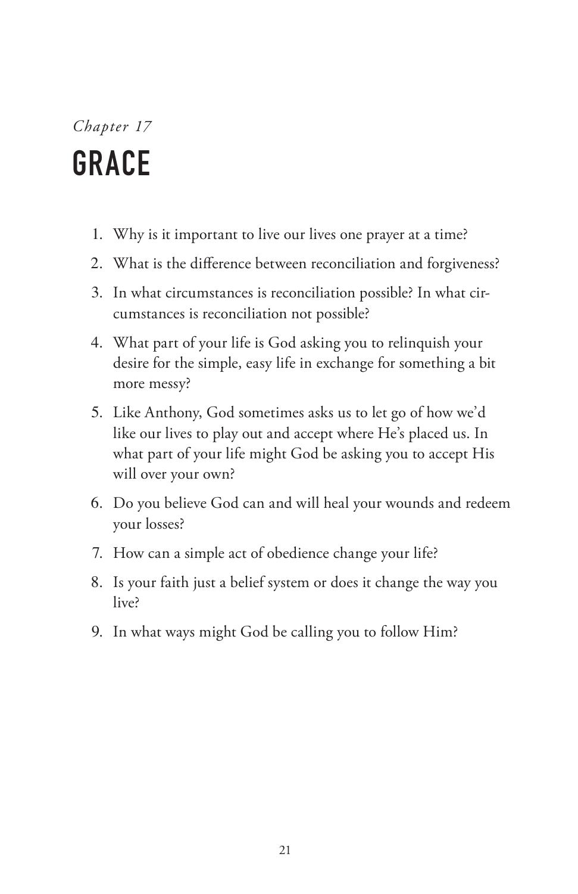*Chapter 17*

# GRACE

1. Why is it important to live our lives one prayer at a time?
2. What is the difference between reconciliation and forgiveness?
3. In what circumstances is reconciliation possible? In what circumstances is reconciliation not possible?
4. What part of your life is God asking you to relinquish your desire for the simple, easy life in exchange for something a bit more messy?
5. Like Anthony, God sometimes asks us to let go of how we'd like our lives to play out and accept where He's placed us. In what part of your life might God be asking you to accept His will over your own?
6. Do you believe God can and will heal your wounds and redeem your losses?
7. How can a simple act of obedience change your life?
8. Is your faith just a belief system or does it change the way you live?
9. In what ways might God be calling you to follow Him?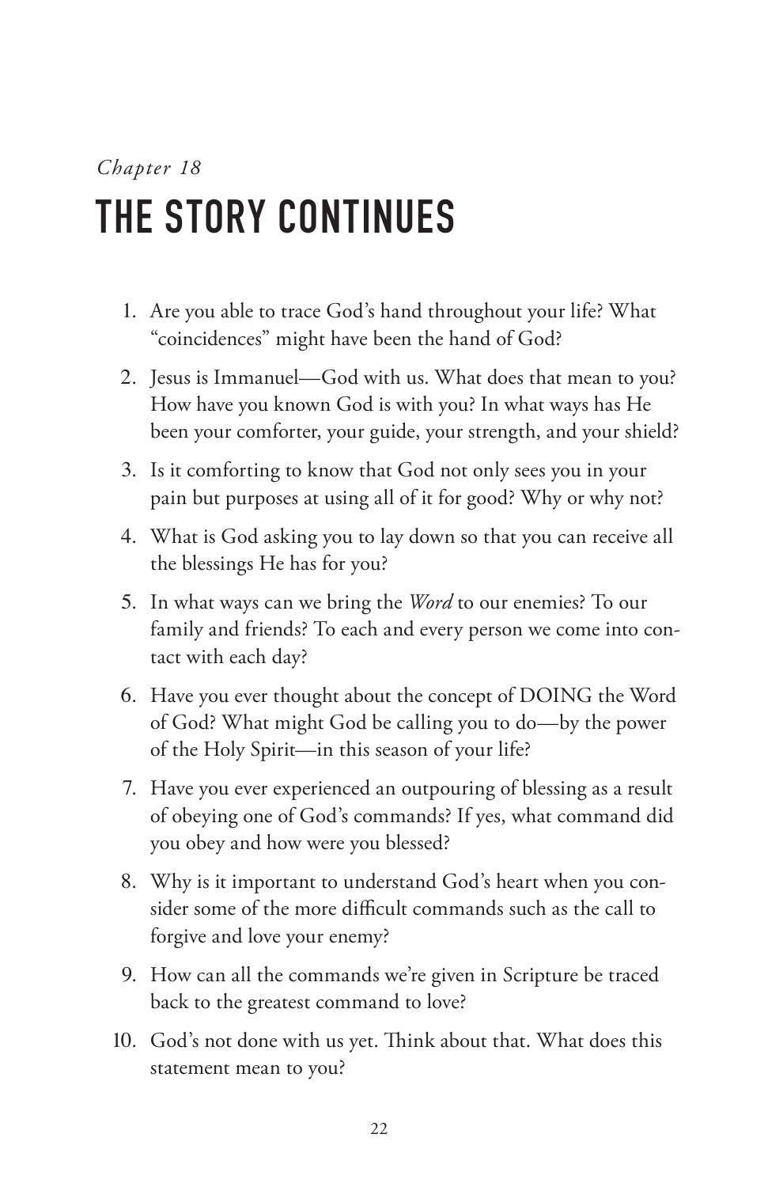*Chapter 18*

# THE STORY CONTINUES

1. Are you able to trace God's hand throughout your life? What "coincidences" might have been the hand of God?
2. Jesus is Immanuel—God with us. What does that mean to you? How have you known God is with you? In what ways has He been your comforter, your guide, your strength, and your shield?
3. Is it comforting to know that God not only sees you in your pain but purposes at using all of it for good? Why or why not?
4. What is God asking you to lay down so that you can receive all the blessings He has for you?
5. In what ways can we bring the *Word* to our enemies? To our family and friends? To each and every person we come into contact with each day?
6. Have you ever thought about the concept of DOING the Word of God? What might God be calling you to do—by the power of the Holy Spirit—in this season of your life?
7. Have you ever experienced an outpouring of blessing as a result of obeying one of God's commands? If yes, what command did you obey and how were you blessed?
8. Why is it important to understand God's heart when you consider some of the more difficult commands such as the call to forgive and love your enemy?
9. How can all the commands we're given in Scripture be traced back to the greatest command to love?
10. God's not done with us yet. Think about that. What does this statement mean to you?